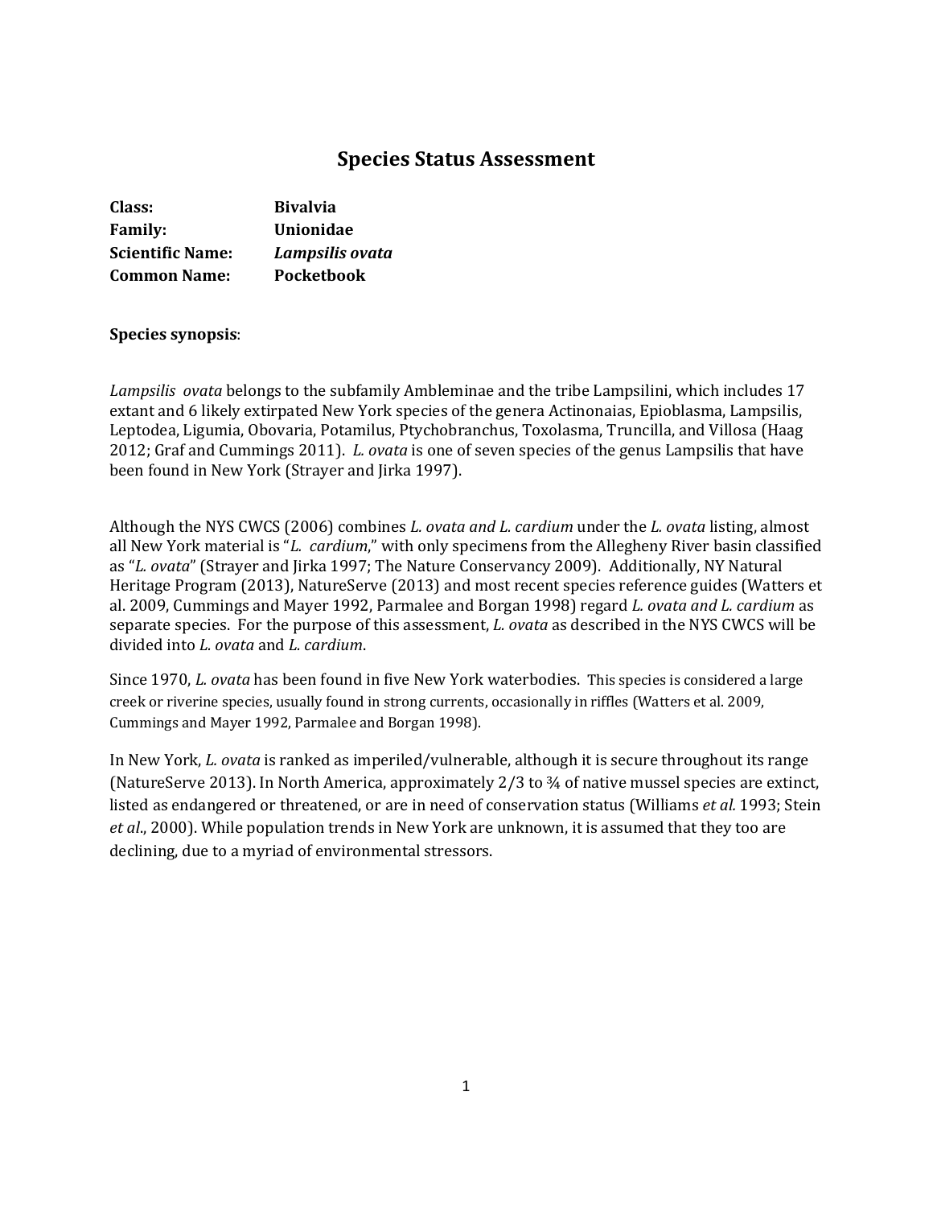# Species Status Assessment

**Class:** **Bivalvia**
**Family:** **Unionidae**
**Scientific Name:** ***Lampsilis ovata***
**Common Name:** **Pocketbook**

**Species synopsis**:

*Lampsilis ovata* belongs to the subfamily Ambleminae and the tribe Lampsilini, which includes 17 extant and 6 likely extirpated New York species of the genera Actinonaias, Epioblasma, Lampsilis, Leptodea, Ligumia, Obovaria, Potamilus, Ptychobranchus, Toxolasma, Truncilla, and Villosa (Haag 2012; Graf and Cummings 2011). *L. ovata* is one of seven species of the genus Lampsilis that have been found in New York (Strayer and Jirka 1997).

Although the NYS CWCS (2006) combines *L. ovata and L. cardium* under the *L. ovata* listing, almost all New York material is "*L. cardium*," with only specimens from the Allegheny River basin classified as "*L. ovata*" (Strayer and Jirka 1997; The Nature Conservancy 2009). Additionally, NY Natural Heritage Program (2013), NatureServe (2013) and most recent species reference guides (Watters et al. 2009, Cummings and Mayer 1992, Parmalee and Borgan 1998) regard *L. ovata and L. cardium* as separate species. For the purpose of this assessment, *L. ovata* as described in the NYS CWCS will be divided into *L. ovata* and *L. cardium*.

Since 1970, *L. ovata* has been found in five New York waterbodies. This species is considered a large creek or riverine species, usually found in strong currents, occasionally in riffles (Watters et al. 2009, Cummings and Mayer 1992, Parmalee and Borgan 1998).

In New York, *L. ovata* is ranked as imperiled/vulnerable, although it is secure throughout its range (NatureServe 2013). In North America, approximately 2/3 to ¾ of native mussel species are extinct, listed as endangered or threatened, or are in need of conservation status (Williams *et al.* 1993; Stein *et al*., 2000). While population trends in New York are unknown, it is assumed that they too are declining, due to a myriad of environmental stressors.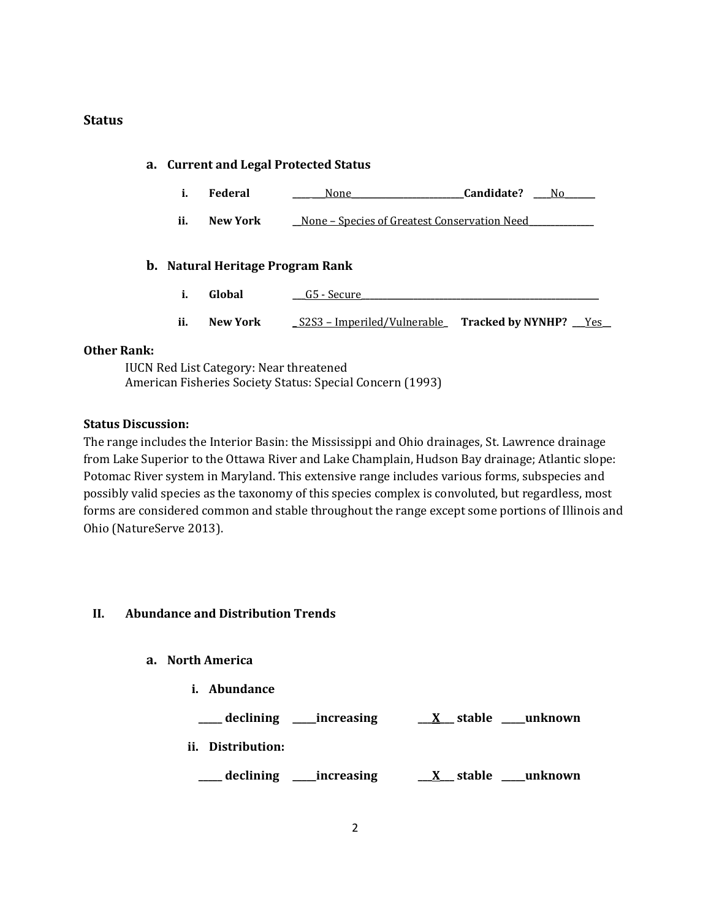## Status

### a. Current and Legal Protected Status

i. **Federal** ____ ___None___________________________**Candidate?** ____No_______

ii. **New York** __None – Species of Greatest Conservation Need_______________

### b. Natural Heritage Program Rank

i. **Global** ___G5 - Secure___________________________________________________

ii. **New York** _S2S3 – Imperiled/Vulnerable_ **Tracked by NYNHP?** ___Yes__

**Other Rank:**

IUCN Red List Category: Near threatened
American Fisheries Society Status: Special Concern (1993)

**Status Discussion:**

The range includes the Interior Basin: the Mississippi and Ohio drainages, St. Lawrence drainage from Lake Superior to the Ottawa River and Lake Champlain, Hudson Bay drainage; Atlantic slope: Potomac River system in Maryland. This extensive range includes various forms, subspecies and possibly valid species as the taxonomy of this species complex is convoluted, but regardless, most forms are considered common and stable throughout the range except some portions of Illinois and Ohio (NatureServe 2013).

## II. Abundance and Distribution Trends

### a. North America

**i. Abundance**

**_____ declining _____increasing ___X___ stable _____unknown**

**ii. Distribution:**

**_____ declining _____increasing ___X___ stable _____unknown**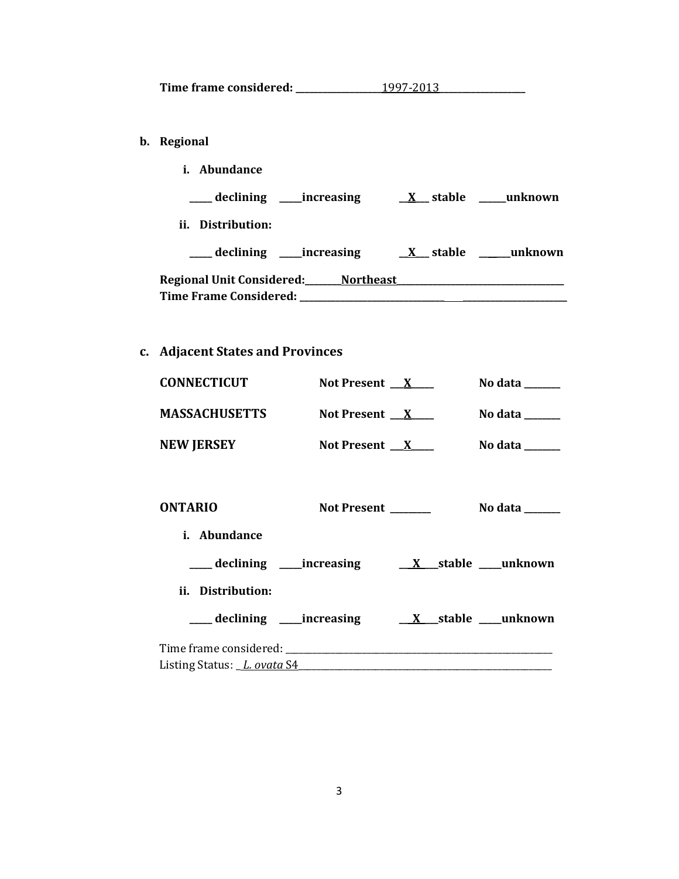**Time frame considered: \_\_\_\_\_\_\_\_\_\_\_\_\_\_\_\_\_\_\_1997-2013\_\_\_\_\_\_\_\_\_\_\_\_\_\_\_\_\_\_**

**b. Regional**

**i. Abundance**

**\_\_\_\_\_ declining \_\_\_\_\_increasing \_\_X\_\_\_ stable \_\_\_\_\_\_unknown**

**ii. Distribution:**

**\_\_\_\_\_ declining \_\_\_\_\_increasing \_\_X\_\_\_ stable \_\_\_\_\_\_unknown**

**Regional Unit Considered:\_\_\_\_\_\_\_\_Northeast\_\_\_\_\_\_\_\_\_\_\_\_\_\_\_\_\_\_\_\_\_\_\_\_\_\_\_\_\_\_\_\_\_\_\_\_\_**
**Time Frame Considered: \_\_\_\_\_\_\_\_\_\_\_\_\_\_\_\_\_\_\_\_\_\_\_\_\_\_\_\_\_\_\_\_\_\_\_\_\_\_\_\_\_\_\_\_\_\_\_\_\_\_\_\_\_\_\_\_**

**c. Adjacent States and Provinces**

**CONNECTICUT** **Not Present \_\_\_X\_\_\_\_\_** **No data \_\_\_\_\_\_\_\_**

**MASSACHUSETTS** **Not Present \_\_\_X\_\_\_\_\_** **No data \_\_\_\_\_\_\_\_**

**NEW JERSEY** **Not Present \_\_\_X\_\_\_\_\_** **No data \_\_\_\_\_\_\_\_**

**ONTARIO** **Not Present \_\_\_\_\_\_\_\_\_** **No data \_\_\_\_\_\_\_\_**

**i. Abundance**

**\_\_\_\_\_ declining \_\_\_\_\_increasing \_\_\_X\_\_\_\_stable \_\_\_\_\_unknown**

**ii. Distribution:**

**\_\_\_\_\_ declining \_\_\_\_\_increasing \_\_\_X\_\_\_\_stable \_\_\_\_\_unknown**

Time frame considered: \_\_\_\_\_\_\_\_\_\_\_\_\_\_\_\_\_\_\_\_\_\_\_\_\_\_\_\_\_\_\_\_\_\_\_\_\_\_\_\_\_\_\_\_\_\_\_\_\_\_\_\_\_\_\_\_\_\_\_\_
Listing Status: \_*L. ovata* S4\_\_\_\_\_\_\_\_\_\_\_\_\_\_\_\_\_\_\_\_\_\_\_\_\_\_\_\_\_\_\_\_\_\_\_\_\_\_\_\_\_\_\_\_\_\_\_\_\_\_\_\_\_\_\_\_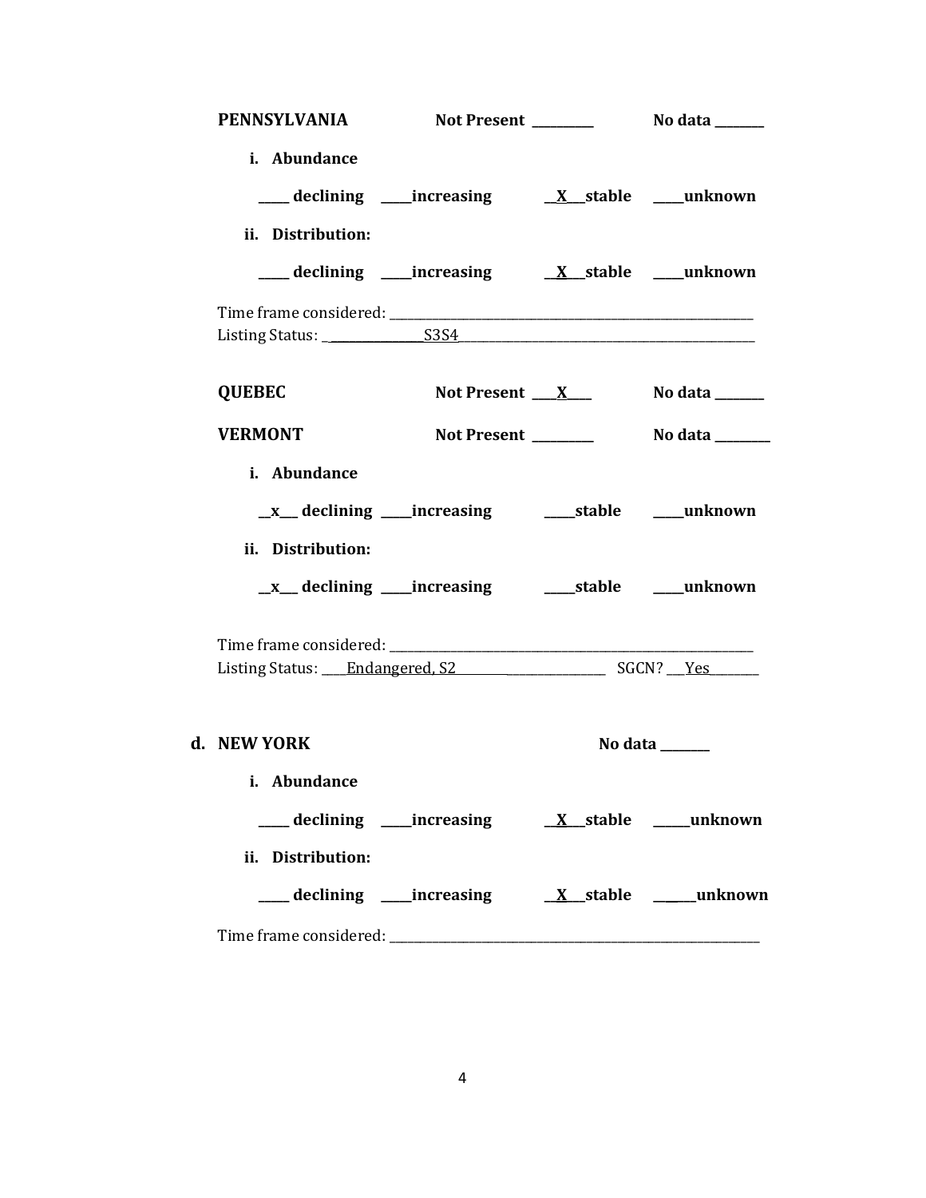**PENNSYLVANIA** **Not Present** ________ **No data** _______

**i. Abundance**

_____ **declining** _____**increasing** __X__**stable** _____**unknown**

**ii. Distribution:**

_____ **declining** _____**increasing** __X__**stable** _____**unknown**

Time frame considered: ___________________________________________

Listing Status: _______________S3S4___________________________________

**QUEBEC** **Not Present** ___X___ **No data** _______

**VERMONT** **Not Present** ________ **No data** _______

**i. Abundance**

__x__ **declining** _____**increasing** _____**stable** _____**unknown**

**ii. Distribution:**

__x__ **declining** _____**increasing** _____**stable** _____**unknown**

Time frame considered: ___________________________________________

Listing Status: ____Endangered, S2_______________ SGCN? ___Yes_______

**d. NEW YORK** **No data** _______

**i. Abundance**

_____ **declining** _____**increasing** __X__**stable** _____**unknown**

**ii. Distribution:**

_____ **declining** _____**increasing** __X__**stable** _____**unknown**

Time frame considered: ___________________________________________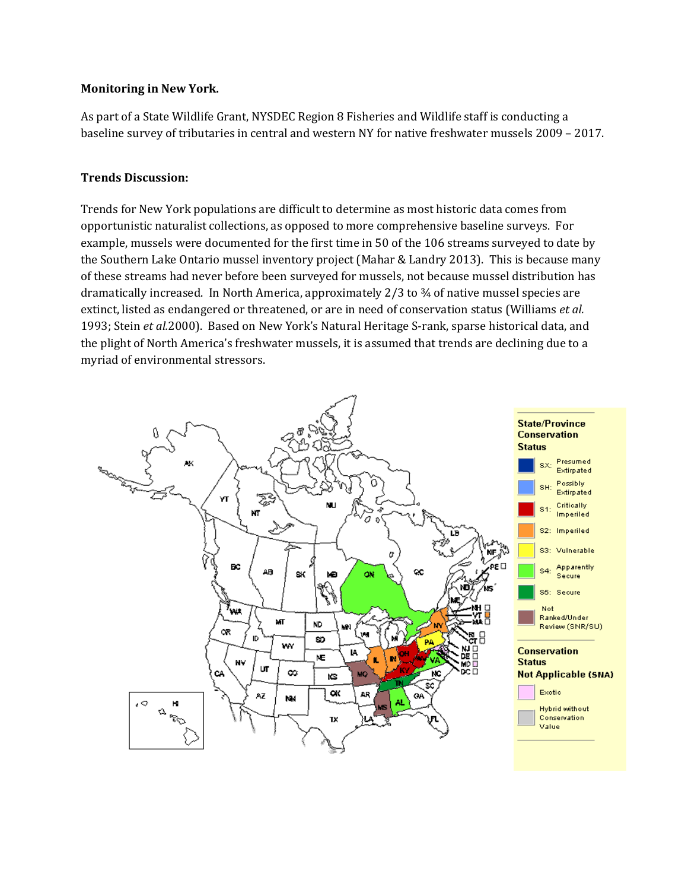**Monitoring in New York.**

As part of a State Wildlife Grant, NYSDEC Region 8 Fisheries and Wildlife staff is conducting a baseline survey of tributaries in central and western NY for native freshwater mussels 2009 – 2017.

**Trends Discussion:**

Trends for New York populations are difficult to determine as most historic data comes from opportunistic naturalist collections, as opposed to more comprehensive baseline surveys. For example, mussels were documented for the first time in 50 of the 106 streams surveyed to date by the Southern Lake Ontario mussel inventory project (Mahar & Landry 2013). This is because many of these streams had never before been surveyed for mussels, not because mussel distribution has dramatically increased. In North America, approximately 2/3 to ¾ of native mussel species are extinct, listed as endangered or threatened, or are in need of conservation status (Williams *et al.* 1993; Stein *et al.*2000). Based on New York's Natural Heritage S-rank, sparse historical data, and the plight of North America's freshwater mussels, it is assumed that trends are declining due to a myriad of environmental stressors.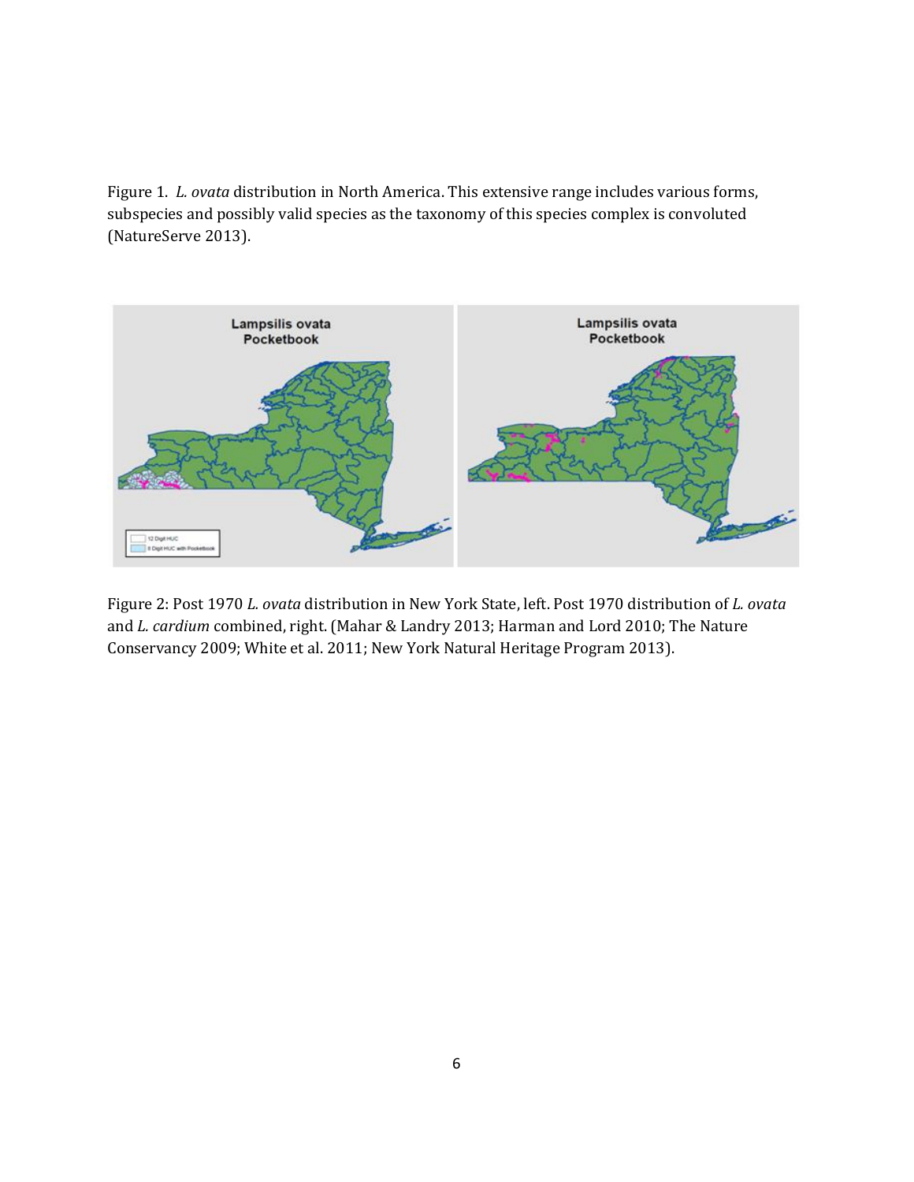Figure 1. *L. ovata* distribution in North America. This extensive range includes various forms, subspecies and possibly valid species as the taxonomy of this species complex is convoluted (NatureServe 2013).

Figure 2: Post 1970 *L. ovata* distribution in New York State, left. Post 1970 distribution of *L. ovata* and *L. cardium* combined, right. (Mahar & Landry 2013; Harman and Lord 2010; The Nature Conservancy 2009; White et al. 2011; New York Natural Heritage Program 2013).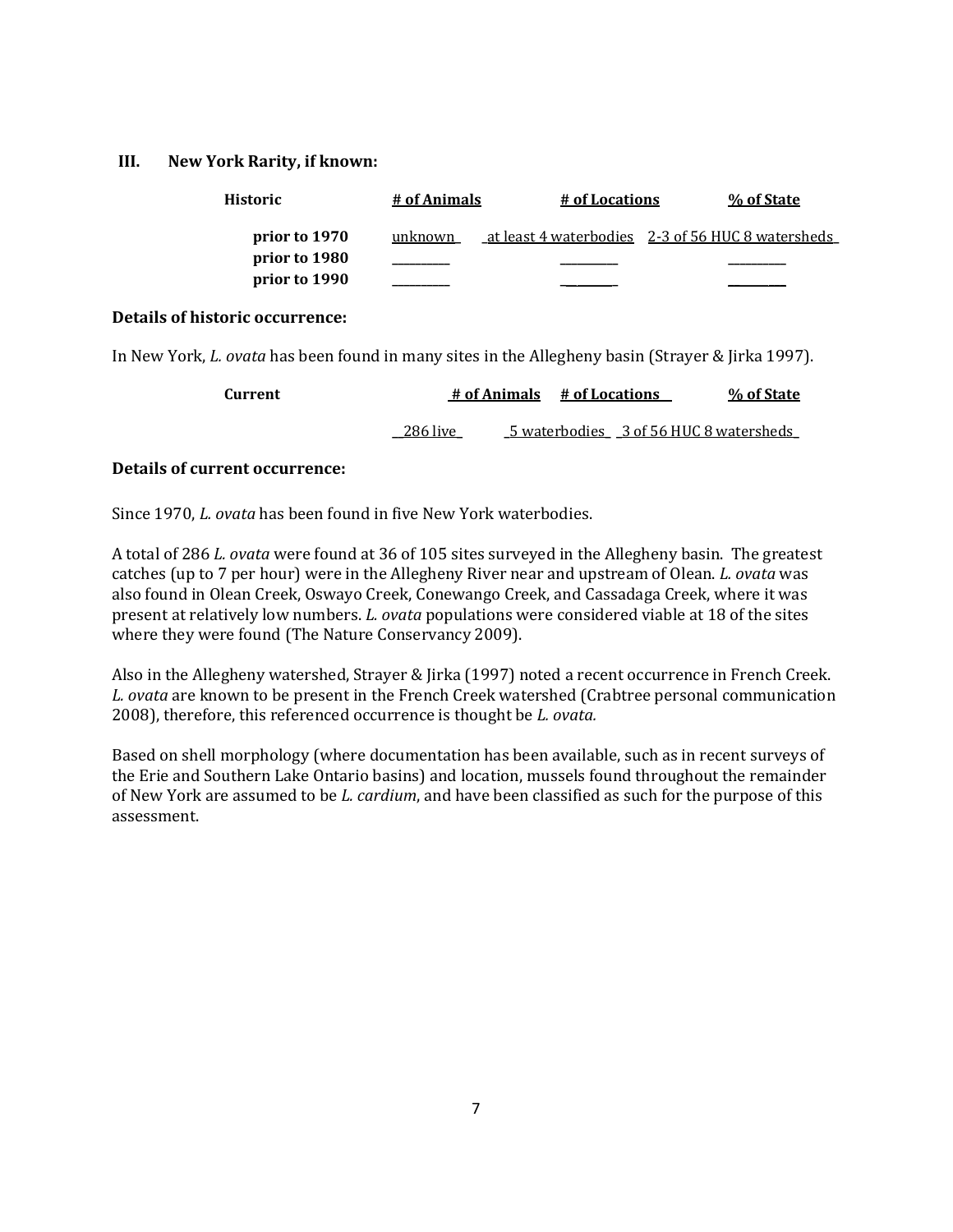## III. New York Rarity, if known:

| Historic | # of Animals | # of Locations | % of State |
|---|---|---|---|
| prior to 1970 | unknown | at least 4 waterbodies | 2-3 of 56 HUC 8 watersheds |
| prior to 1980 | | | |
| prior to 1990 | | | |

**Details of historic occurrence:**

In New York, *L. ovata* has been found in many sites in the Allegheny basin (Strayer & Jirka 1997).

| Current | # of Animals | # of Locations | % of State |
|---|---|---|---|
| | 286 live | 5 waterbodies | 3 of 56 HUC 8 watersheds |

**Details of current occurrence:**

Since 1970, *L. ovata* has been found in five New York waterbodies.

A total of 286 *L. ovata* were found at 36 of 105 sites surveyed in the Allegheny basin. The greatest catches (up to 7 per hour) were in the Allegheny River near and upstream of Olean. *L. ovata* was also found in Olean Creek, Oswayo Creek, Conewango Creek, and Cassadaga Creek, where it was present at relatively low numbers. *L. ovata* populations were considered viable at 18 of the sites where they were found (The Nature Conservancy 2009).

Also in the Allegheny watershed, Strayer & Jirka (1997) noted a recent occurrence in French Creek. *L. ovata* are known to be present in the French Creek watershed (Crabtree personal communication 2008), therefore, this referenced occurrence is thought be *L. ovata.*

Based on shell morphology (where documentation has been available, such as in recent surveys of the Erie and Southern Lake Ontario basins) and location, mussels found throughout the remainder of New York are assumed to be *L. cardium*, and have been classified as such for the purpose of this assessment.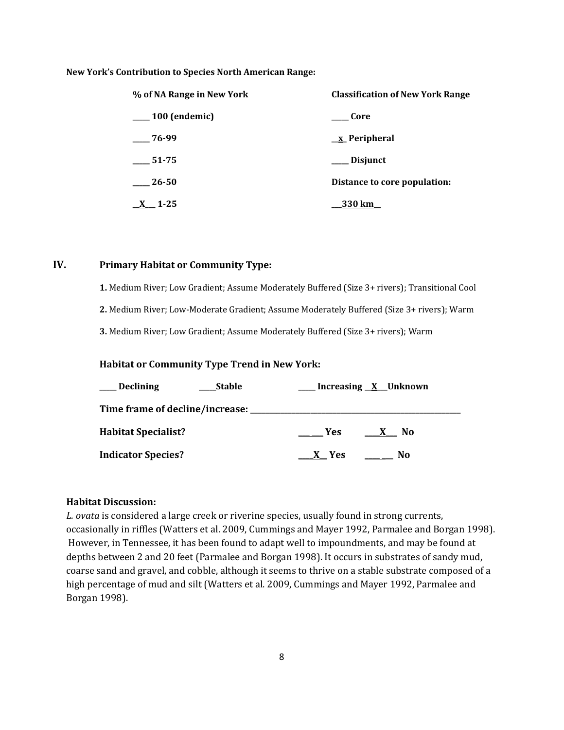**New York's Contribution to Species North American Range:**

| % of NA Range in New York | Classification of New York Range |
|---|---|
| _____ 100 (endemic) | _____ Core |
| _____ 76-99 | __x_ Peripheral |
| _____ 51-75 | _____ Disjunct |
| _____ 26-50 | Distance to core population: |
| __X__ 1-25 | ___330 km__ |

## IV. Primary Habitat or Community Type:

**1.** Medium River; Low Gradient; Assume Moderately Buffered (Size 3+ rivers); Transitional Cool

**2.** Medium River; Low-Moderate Gradient; Assume Moderately Buffered (Size 3+ rivers); Warm

**3.** Medium River; Low Gradient; Assume Moderately Buffered (Size 3+ rivers); Warm

**Habitat or Community Type Trend in New York:**

**_____ Declining _____Stable _____ Increasing __X__Unknown**

**Time frame of decline/increase: ___________________________**

**Habitat Specialist?** ______ Yes ___X___ No

**Indicator Species?** ___X__ Yes ______ No

**Habitat Discussion:**

*L. ovata* is considered a large creek or riverine species, usually found in strong currents, occasionally in riffles (Watters et al. 2009, Cummings and Mayer 1992, Parmalee and Borgan 1998). However, in Tennessee, it has been found to adapt well to impoundments, and may be found at depths between 2 and 20 feet (Parmalee and Borgan 1998). It occurs in substrates of sandy mud, coarse sand and gravel, and cobble, although it seems to thrive on a stable substrate composed of a high percentage of mud and silt (Watters et al. 2009, Cummings and Mayer 1992, Parmalee and Borgan 1998).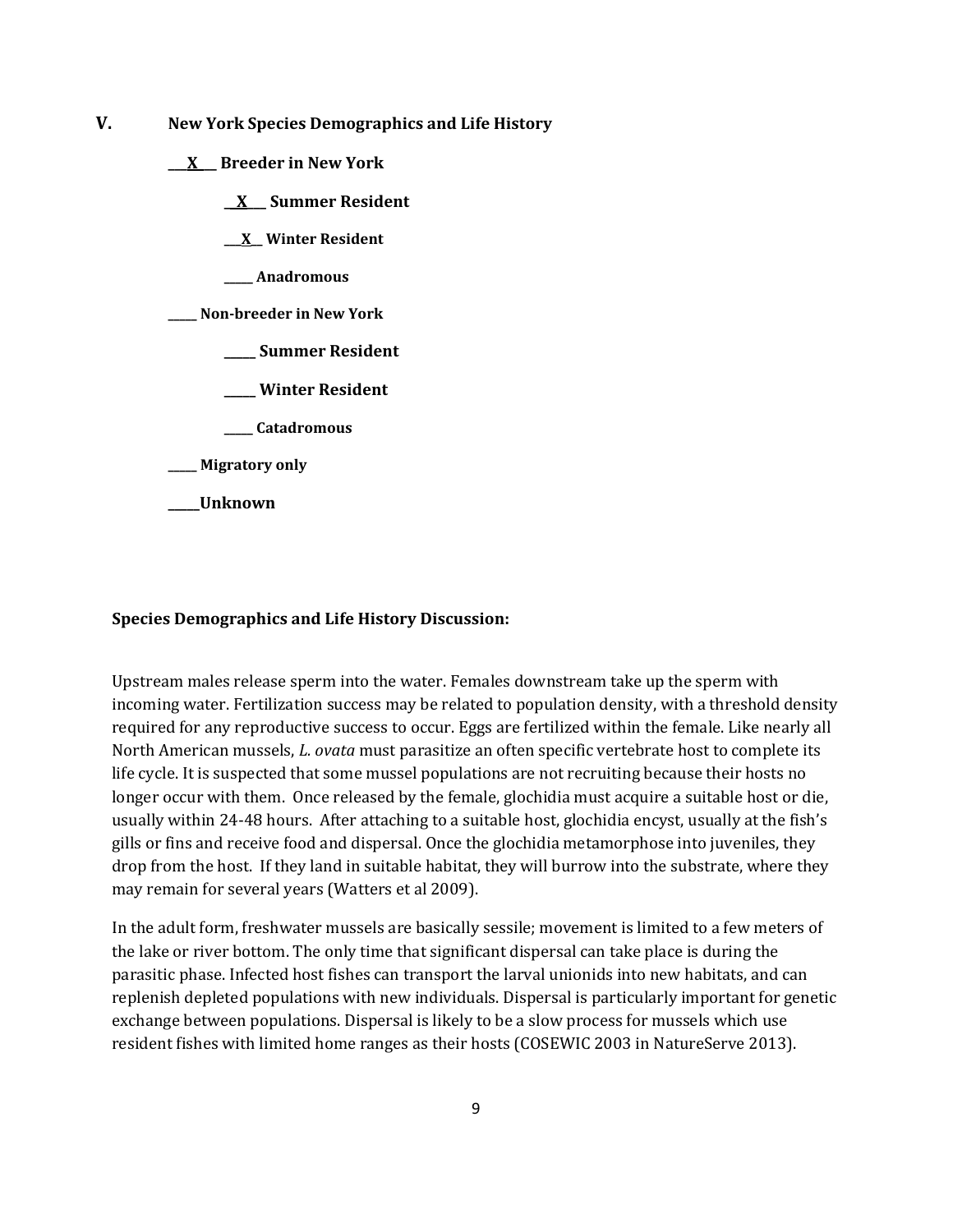## V. New York Species Demographics and Life History

**\_\_\_X\_\_\_ Breeder in New York**

- **\_\_X\_\_\_ Summer Resident**
- **\_\_\_X\_\_ Winter Resident**
- **\_\_\_\_\_ Anadromous**

**\_\_\_\_\_ Non-breeder in New York**

- **\_\_\_\_\_ Summer Resident**
- **\_\_\_\_\_ Winter Resident**
- **\_\_\_\_\_ Catadromous**

**\_\_\_\_\_ Migratory only**

**\_\_\_\_\_Unknown**

**Species Demographics and Life History Discussion:**

Upstream males release sperm into the water. Females downstream take up the sperm with incoming water. Fertilization success may be related to population density, with a threshold density required for any reproductive success to occur. Eggs are fertilized within the female. Like nearly all North American mussels, *L. ovata* must parasitize an often specific vertebrate host to complete its life cycle. It is suspected that some mussel populations are not recruiting because their hosts no longer occur with them. Once released by the female, glochidia must acquire a suitable host or die, usually within 24-48 hours. After attaching to a suitable host, glochidia encyst, usually at the fish's gills or fins and receive food and dispersal. Once the glochidia metamorphose into juveniles, they drop from the host. If they land in suitable habitat, they will burrow into the substrate, where they may remain for several years (Watters et al 2009).

In the adult form, freshwater mussels are basically sessile; movement is limited to a few meters of the lake or river bottom. The only time that significant dispersal can take place is during the parasitic phase. Infected host fishes can transport the larval unionids into new habitats, and can replenish depleted populations with new individuals. Dispersal is particularly important for genetic exchange between populations. Dispersal is likely to be a slow process for mussels which use resident fishes with limited home ranges as their hosts (COSEWIC 2003 in NatureServe 2013).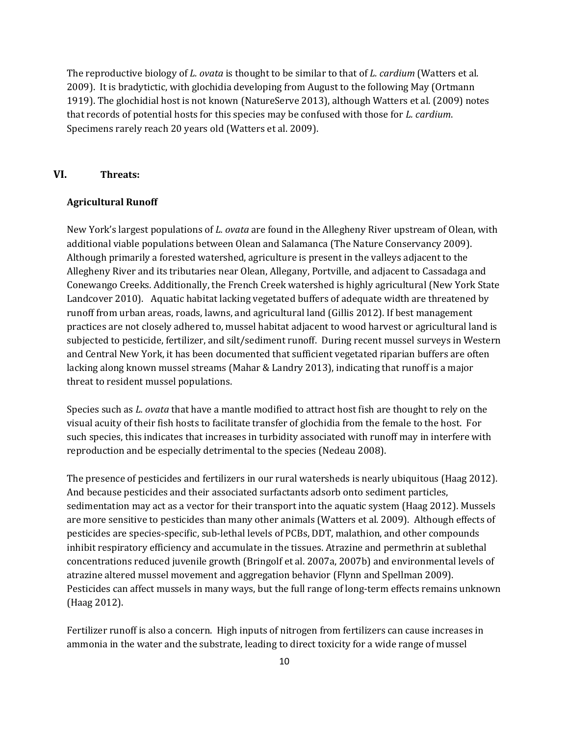The reproductive biology of *L. ovata* is thought to be similar to that of *L. cardium* (Watters et al. 2009). It is bradytictic, with glochidia developing from August to the following May (Ortmann 1919). The glochidial host is not known (NatureServe 2013), although Watters et al. (2009) notes that records of potential hosts for this species may be confused with those for *L. cardium*. Specimens rarely reach 20 years old (Watters et al. 2009).

## VI. Threats:

### Agricultural Runoff

New York's largest populations of *L. ovata* are found in the Allegheny River upstream of Olean, with additional viable populations between Olean and Salamanca (The Nature Conservancy 2009). Although primarily a forested watershed, agriculture is present in the valleys adjacent to the Allegheny River and its tributaries near Olean, Allegany, Portville, and adjacent to Cassadaga and Conewango Creeks. Additionally, the French Creek watershed is highly agricultural (New York State Landcover 2010). Aquatic habitat lacking vegetated buffers of adequate width are threatened by runoff from urban areas, roads, lawns, and agricultural land (Gillis 2012). If best management practices are not closely adhered to, mussel habitat adjacent to wood harvest or agricultural land is subjected to pesticide, fertilizer, and silt/sediment runoff. During recent mussel surveys in Western and Central New York, it has been documented that sufficient vegetated riparian buffers are often lacking along known mussel streams (Mahar & Landry 2013), indicating that runoff is a major threat to resident mussel populations.

Species such as *L. ovata* that have a mantle modified to attract host fish are thought to rely on the visual acuity of their fish hosts to facilitate transfer of glochidia from the female to the host. For such species, this indicates that increases in turbidity associated with runoff may in interfere with reproduction and be especially detrimental to the species (Nedeau 2008).

The presence of pesticides and fertilizers in our rural watersheds is nearly ubiquitous (Haag 2012). And because pesticides and their associated surfactants adsorb onto sediment particles, sedimentation may act as a vector for their transport into the aquatic system (Haag 2012). Mussels are more sensitive to pesticides than many other animals (Watters et al. 2009). Although effects of pesticides are species-specific, sub-lethal levels of PCBs, DDT, malathion, and other compounds inhibit respiratory efficiency and accumulate in the tissues. Atrazine and permethrin at sublethal concentrations reduced juvenile growth (Bringolf et al. 2007a, 2007b) and environmental levels of atrazine altered mussel movement and aggregation behavior (Flynn and Spellman 2009). Pesticides can affect mussels in many ways, but the full range of long-term effects remains unknown (Haag 2012).

Fertilizer runoff is also a concern. High inputs of nitrogen from fertilizers can cause increases in ammonia in the water and the substrate, leading to direct toxicity for a wide range of mussel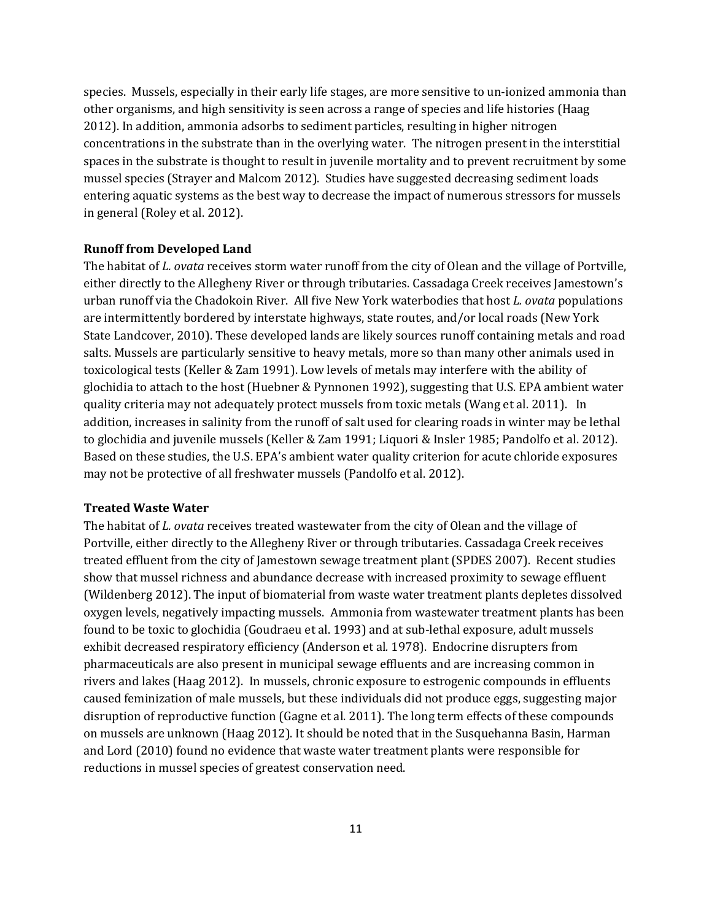species. Mussels, especially in their early life stages, are more sensitive to un-ionized ammonia than other organisms, and high sensitivity is seen across a range of species and life histories (Haag 2012). In addition, ammonia adsorbs to sediment particles, resulting in higher nitrogen concentrations in the substrate than in the overlying water. The nitrogen present in the interstitial spaces in the substrate is thought to result in juvenile mortality and to prevent recruitment by some mussel species (Strayer and Malcom 2012). Studies have suggested decreasing sediment loads entering aquatic systems as the best way to decrease the impact of numerous stressors for mussels in general (Roley et al. 2012).

**Runoff from Developed Land**

The habitat of *L. ovata* receives storm water runoff from the city of Olean and the village of Portville, either directly to the Allegheny River or through tributaries. Cassadaga Creek receives Jamestown's urban runoff via the Chadokoin River. All five New York waterbodies that host *L. ovata* populations are intermittently bordered by interstate highways, state routes, and/or local roads (New York State Landcover, 2010). These developed lands are likely sources runoff containing metals and road salts. Mussels are particularly sensitive to heavy metals, more so than many other animals used in toxicological tests (Keller & Zam 1991). Low levels of metals may interfere with the ability of glochidia to attach to the host (Huebner & Pynnonen 1992), suggesting that U.S. EPA ambient water quality criteria may not adequately protect mussels from toxic metals (Wang et al. 2011). In addition, increases in salinity from the runoff of salt used for clearing roads in winter may be lethal to glochidia and juvenile mussels (Keller & Zam 1991; Liquori & Insler 1985; Pandolfo et al. 2012). Based on these studies, the U.S. EPA's ambient water quality criterion for acute chloride exposures may not be protective of all freshwater mussels (Pandolfo et al. 2012).

**Treated Waste Water**

The habitat of *L. ovata* receives treated wastewater from the city of Olean and the village of Portville, either directly to the Allegheny River or through tributaries. Cassadaga Creek receives treated effluent from the city of Jamestown sewage treatment plant (SPDES 2007). Recent studies show that mussel richness and abundance decrease with increased proximity to sewage effluent (Wildenberg 2012). The input of biomaterial from waste water treatment plants depletes dissolved oxygen levels, negatively impacting mussels. Ammonia from wastewater treatment plants has been found to be toxic to glochidia (Goudraeu et al. 1993) and at sub-lethal exposure, adult mussels exhibit decreased respiratory efficiency (Anderson et al. 1978). Endocrine disrupters from pharmaceuticals are also present in municipal sewage effluents and are increasing common in rivers and lakes (Haag 2012). In mussels, chronic exposure to estrogenic compounds in effluents caused feminization of male mussels, but these individuals did not produce eggs, suggesting major disruption of reproductive function (Gagne et al. 2011). The long term effects of these compounds on mussels are unknown (Haag 2012). It should be noted that in the Susquehanna Basin, Harman and Lord (2010) found no evidence that waste water treatment plants were responsible for reductions in mussel species of greatest conservation need.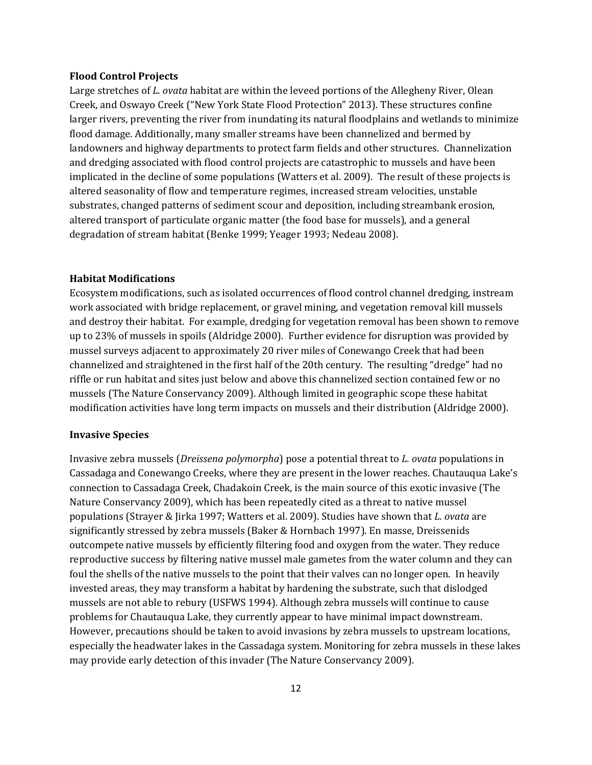**Flood Control Projects**

Large stretches of *L. ovata* habitat are within the leveed portions of the Allegheny River, Olean Creek, and Oswayo Creek ("New York State Flood Protection" 2013). These structures confine larger rivers, preventing the river from inundating its natural floodplains and wetlands to minimize flood damage. Additionally, many smaller streams have been channelized and bermed by landowners and highway departments to protect farm fields and other structures. Channelization and dredging associated with flood control projects are catastrophic to mussels and have been implicated in the decline of some populations (Watters et al. 2009). The result of these projects is altered seasonality of flow and temperature regimes, increased stream velocities, unstable substrates, changed patterns of sediment scour and deposition, including streambank erosion, altered transport of particulate organic matter (the food base for mussels), and a general degradation of stream habitat (Benke 1999; Yeager 1993; Nedeau 2008).

**Habitat Modifications**

Ecosystem modifications, such as isolated occurrences of flood control channel dredging, instream work associated with bridge replacement, or gravel mining, and vegetation removal kill mussels and destroy their habitat. For example, dredging for vegetation removal has been shown to remove up to 23% of mussels in spoils (Aldridge 2000). Further evidence for disruption was provided by mussel surveys adjacent to approximately 20 river miles of Conewango Creek that had been channelized and straightened in the first half of the 20th century. The resulting "dredge" had no riffle or run habitat and sites just below and above this channelized section contained few or no mussels (The Nature Conservancy 2009). Although limited in geographic scope these habitat modification activities have long term impacts on mussels and their distribution (Aldridge 2000).

**Invasive Species**

Invasive zebra mussels (*Dreissena polymorpha*) pose a potential threat to *L. ovata* populations in Cassadaga and Conewango Creeks, where they are present in the lower reaches. Chautauqua Lake's connection to Cassadaga Creek, Chadakoin Creek, is the main source of this exotic invasive (The Nature Conservancy 2009), which has been repeatedly cited as a threat to native mussel populations (Strayer & Jirka 1997; Watters et al. 2009). Studies have shown that *L. ovata* are significantly stressed by zebra mussels (Baker & Hornbach 1997). En masse, Dreissenids outcompete native mussels by efficiently filtering food and oxygen from the water. They reduce reproductive success by filtering native mussel male gametes from the water column and they can foul the shells of the native mussels to the point that their valves can no longer open. In heavily invested areas, they may transform a habitat by hardening the substrate, such that dislodged mussels are not able to rebury (USFWS 1994). Although zebra mussels will continue to cause problems for Chautauqua Lake, they currently appear to have minimal impact downstream. However, precautions should be taken to avoid invasions by zebra mussels to upstream locations, especially the headwater lakes in the Cassadaga system. Monitoring for zebra mussels in these lakes may provide early detection of this invader (The Nature Conservancy 2009).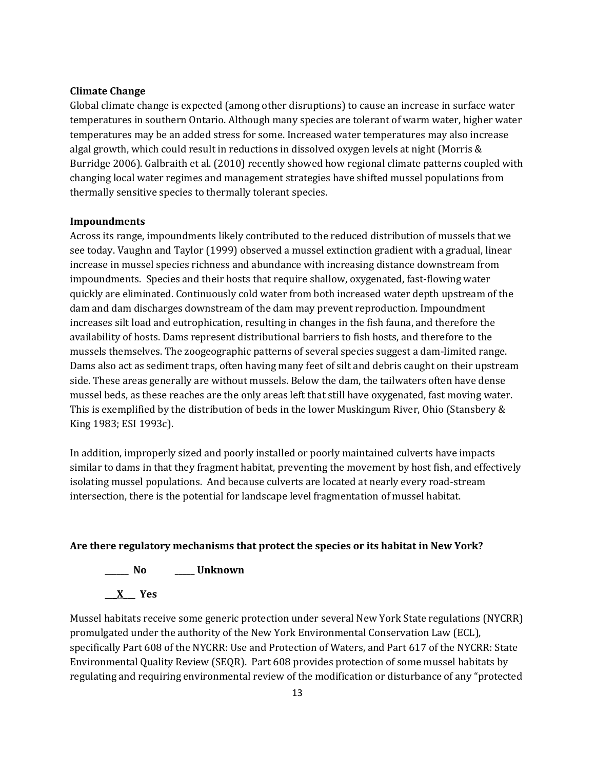**Climate Change**

Global climate change is expected (among other disruptions) to cause an increase in surface water temperatures in southern Ontario. Although many species are tolerant of warm water, higher water temperatures may be an added stress for some. Increased water temperatures may also increase algal growth, which could result in reductions in dissolved oxygen levels at night (Morris & Burridge 2006). Galbraith et al. (2010) recently showed how regional climate patterns coupled with changing local water regimes and management strategies have shifted mussel populations from thermally sensitive species to thermally tolerant species.

**Impoundments**

Across its range, impoundments likely contributed to the reduced distribution of mussels that we see today. Vaughn and Taylor (1999) observed a mussel extinction gradient with a gradual, linear increase in mussel species richness and abundance with increasing distance downstream from impoundments. Species and their hosts that require shallow, oxygenated, fast-flowing water quickly are eliminated. Continuously cold water from both increased water depth upstream of the dam and dam discharges downstream of the dam may prevent reproduction. Impoundment increases silt load and eutrophication, resulting in changes in the fish fauna, and therefore the availability of hosts. Dams represent distributional barriers to fish hosts, and therefore to the mussels themselves. The zoogeographic patterns of several species suggest a dam-limited range. Dams also act as sediment traps, often having many feet of silt and debris caught on their upstream side. These areas generally are without mussels. Below the dam, the tailwaters often have dense mussel beds, as these reaches are the only areas left that still have oxygenated, fast moving water. This is exemplified by the distribution of beds in the lower Muskingum River, Ohio (Stansbery & King 1983; ESI 1993c).

In addition, improperly sized and poorly installed or poorly maintained culverts have impacts similar to dams in that they fragment habitat, preventing the movement by host fish, and effectively isolating mussel populations. And because culverts are located at nearly every road-stream intersection, there is the potential for landscape level fragmentation of mussel habitat.

**Are there regulatory mechanisms that protect the species or its habitat in New York?**

**______ No** **_____ Unknown**

**___X___ Yes**

Mussel habitats receive some generic protection under several New York State regulations (NYCRR) promulgated under the authority of the New York Environmental Conservation Law (ECL), specifically Part 608 of the NYCRR: Use and Protection of Waters, and Part 617 of the NYCRR: State Environmental Quality Review (SEQR). Part 608 provides protection of some mussel habitats by regulating and requiring environmental review of the modification or disturbance of any "protected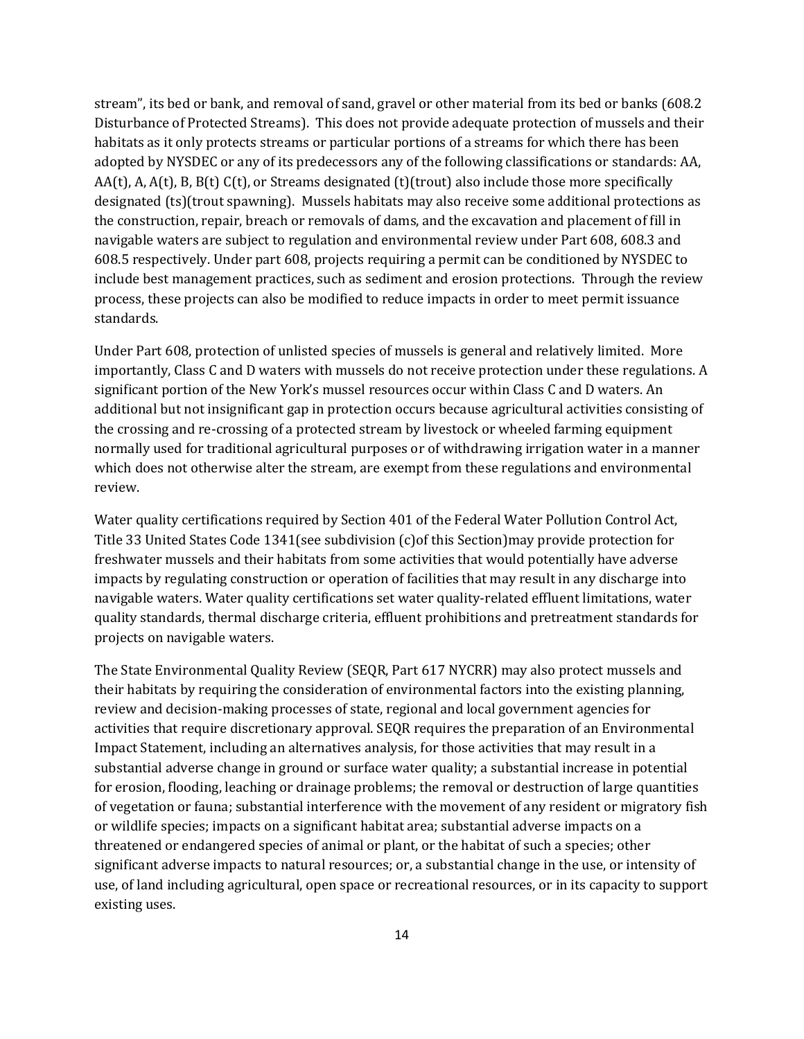stream", its bed or bank, and removal of sand, gravel or other material from its bed or banks (608.2 Disturbance of Protected Streams). This does not provide adequate protection of mussels and their habitats as it only protects streams or particular portions of a streams for which there has been adopted by NYSDEC or any of its predecessors any of the following classifications or standards: AA, AA(t), A, A(t), B, B(t) C(t), or Streams designated (t)(trout) also include those more specifically designated (ts)(trout spawning). Mussels habitats may also receive some additional protections as the construction, repair, breach or removals of dams, and the excavation and placement of fill in navigable waters are subject to regulation and environmental review under Part 608, 608.3 and 608.5 respectively. Under part 608, projects requiring a permit can be conditioned by NYSDEC to include best management practices, such as sediment and erosion protections. Through the review process, these projects can also be modified to reduce impacts in order to meet permit issuance standards.

Under Part 608, protection of unlisted species of mussels is general and relatively limited. More importantly, Class C and D waters with mussels do not receive protection under these regulations. A significant portion of the New York's mussel resources occur within Class C and D waters. An additional but not insignificant gap in protection occurs because agricultural activities consisting of the crossing and re-crossing of a protected stream by livestock or wheeled farming equipment normally used for traditional agricultural purposes or of withdrawing irrigation water in a manner which does not otherwise alter the stream, are exempt from these regulations and environmental review.

Water quality certifications required by Section 401 of the Federal Water Pollution Control Act, Title 33 United States Code 1341(see subdivision (c)of this Section)may provide protection for freshwater mussels and their habitats from some activities that would potentially have adverse impacts by regulating construction or operation of facilities that may result in any discharge into navigable waters. Water quality certifications set water quality-related effluent limitations, water quality standards, thermal discharge criteria, effluent prohibitions and pretreatment standards for projects on navigable waters.

The State Environmental Quality Review (SEQR, Part 617 NYCRR) may also protect mussels and their habitats by requiring the consideration of environmental factors into the existing planning, review and decision-making processes of state, regional and local government agencies for activities that require discretionary approval. SEQR requires the preparation of an Environmental Impact Statement, including an alternatives analysis, for those activities that may result in a substantial adverse change in ground or surface water quality; a substantial increase in potential for erosion, flooding, leaching or drainage problems; the removal or destruction of large quantities of vegetation or fauna; substantial interference with the movement of any resident or migratory fish or wildlife species; impacts on a significant habitat area; substantial adverse impacts on a threatened or endangered species of animal or plant, or the habitat of such a species; other significant adverse impacts to natural resources; or, a substantial change in the use, or intensity of use, of land including agricultural, open space or recreational resources, or in its capacity to support existing uses.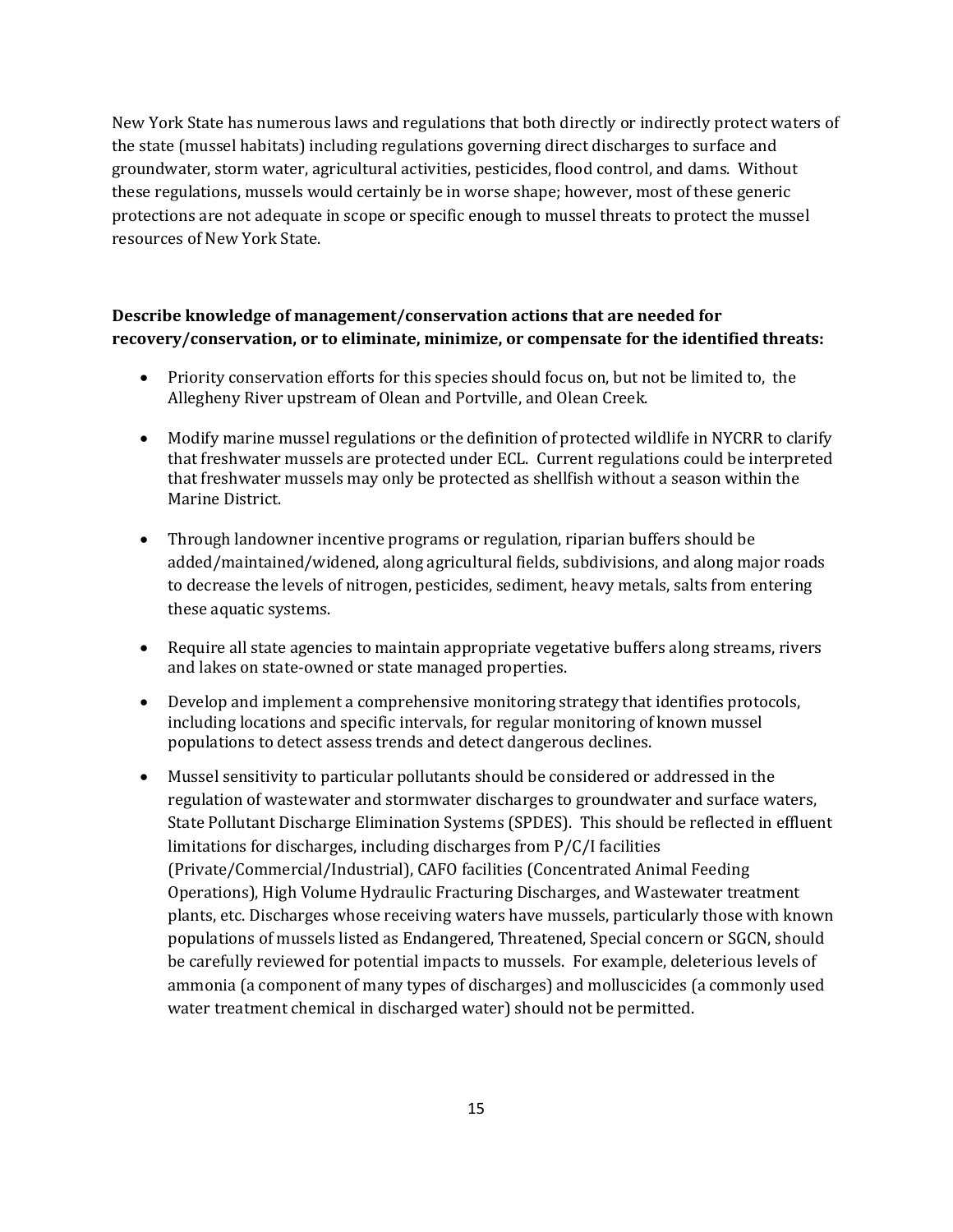New York State has numerous laws and regulations that both directly or indirectly protect waters of the state (mussel habitats) including regulations governing direct discharges to surface and groundwater, storm water, agricultural activities, pesticides, flood control, and dams. Without these regulations, mussels would certainly be in worse shape; however, most of these generic protections are not adequate in scope or specific enough to mussel threats to protect the mussel resources of New York State.

**Describe knowledge of management/conservation actions that are needed for recovery/conservation, or to eliminate, minimize, or compensate for the identified threats:**

- Priority conservation efforts for this species should focus on, but not be limited to, the Allegheny River upstream of Olean and Portville, and Olean Creek.
- Modify marine mussel regulations or the definition of protected wildlife in NYCRR to clarify that freshwater mussels are protected under ECL. Current regulations could be interpreted that freshwater mussels may only be protected as shellfish without a season within the Marine District.
- Through landowner incentive programs or regulation, riparian buffers should be added/maintained/widened, along agricultural fields, subdivisions, and along major roads to decrease the levels of nitrogen, pesticides, sediment, heavy metals, salts from entering these aquatic systems.
- Require all state agencies to maintain appropriate vegetative buffers along streams, rivers and lakes on state-owned or state managed properties.
- Develop and implement a comprehensive monitoring strategy that identifies protocols, including locations and specific intervals, for regular monitoring of known mussel populations to detect assess trends and detect dangerous declines.
- Mussel sensitivity to particular pollutants should be considered or addressed in the regulation of wastewater and stormwater discharges to groundwater and surface waters, State Pollutant Discharge Elimination Systems (SPDES). This should be reflected in effluent limitations for discharges, including discharges from P/C/I facilities (Private/Commercial/Industrial), CAFO facilities (Concentrated Animal Feeding Operations), High Volume Hydraulic Fracturing Discharges, and Wastewater treatment plants, etc. Discharges whose receiving waters have mussels, particularly those with known populations of mussels listed as Endangered, Threatened, Special concern or SGCN, should be carefully reviewed for potential impacts to mussels. For example, deleterious levels of ammonia (a component of many types of discharges) and molluscicides (a commonly used water treatment chemical in discharged water) should not be permitted.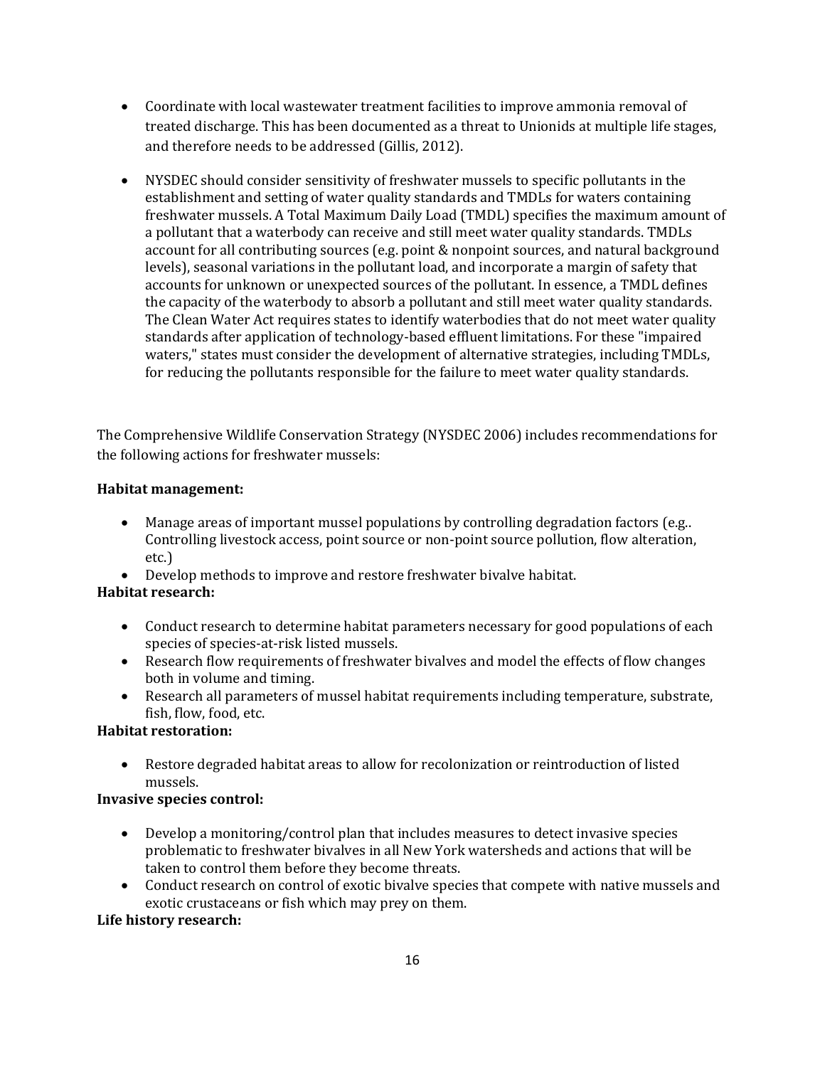- Coordinate with local wastewater treatment facilities to improve ammonia removal of treated discharge. This has been documented as a threat to Unionids at multiple life stages, and therefore needs to be addressed (Gillis, 2012).

- NYSDEC should consider sensitivity of freshwater mussels to specific pollutants in the establishment and setting of water quality standards and TMDLs for waters containing freshwater mussels. A Total Maximum Daily Load (TMDL) specifies the maximum amount of a pollutant that a waterbody can receive and still meet water quality standards. TMDLs account for all contributing sources (e.g. point & nonpoint sources, and natural background levels), seasonal variations in the pollutant load, and incorporate a margin of safety that accounts for unknown or unexpected sources of the pollutant. In essence, a TMDL defines the capacity of the waterbody to absorb a pollutant and still meet water quality standards. The Clean Water Act requires states to identify waterbodies that do not meet water quality standards after application of technology-based effluent limitations. For these "impaired waters," states must consider the development of alternative strategies, including TMDLs, for reducing the pollutants responsible for the failure to meet water quality standards.

The Comprehensive Wildlife Conservation Strategy (NYSDEC 2006) includes recommendations for the following actions for freshwater mussels:

**Habitat management:**

- Manage areas of important mussel populations by controlling degradation factors (e.g.. Controlling livestock access, point source or non-point source pollution, flow alteration, etc.)
- Develop methods to improve and restore freshwater bivalve habitat.

**Habitat research:**

- Conduct research to determine habitat parameters necessary for good populations of each species of species-at-risk listed mussels.
- Research flow requirements of freshwater bivalves and model the effects of flow changes both in volume and timing.
- Research all parameters of mussel habitat requirements including temperature, substrate, fish, flow, food, etc.

**Habitat restoration:**

- Restore degraded habitat areas to allow for recolonization or reintroduction of listed mussels.

**Invasive species control:**

- Develop a monitoring/control plan that includes measures to detect invasive species problematic to freshwater bivalves in all New York watersheds and actions that will be taken to control them before they become threats.
- Conduct research on control of exotic bivalve species that compete with native mussels and exotic crustaceans or fish which may prey on them.

**Life history research:**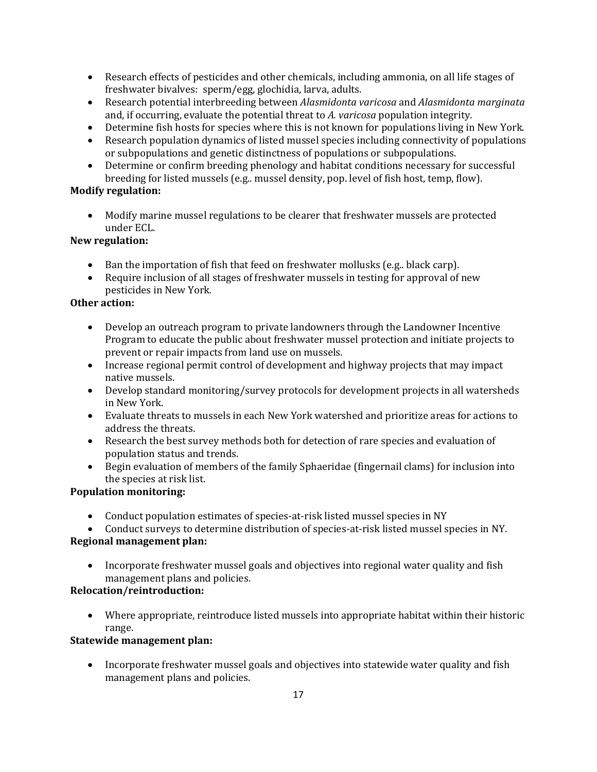- Research effects of pesticides and other chemicals, including ammonia, on all life stages of freshwater bivalves: sperm/egg, glochidia, larva, adults.
- Research potential interbreeding between *Alasmidonta varicosa* and *Alasmidonta marginata* and, if occurring, evaluate the potential threat to *A. varicosa* population integrity.
- Determine fish hosts for species where this is not known for populations living in New York.
- Research population dynamics of listed mussel species including connectivity of populations or subpopulations and genetic distinctness of populations or subpopulations.
- Determine or confirm breeding phenology and habitat conditions necessary for successful breeding for listed mussels (e.g.. mussel density, pop. level of fish host, temp, flow).

**Modify regulation:**

- Modify marine mussel regulations to be clearer that freshwater mussels are protected under ECL.

**New regulation:**

- Ban the importation of fish that feed on freshwater mollusks (e.g.. black carp).
- Require inclusion of all stages of freshwater mussels in testing for approval of new pesticides in New York.

**Other action:**

- Develop an outreach program to private landowners through the Landowner Incentive Program to educate the public about freshwater mussel protection and initiate projects to prevent or repair impacts from land use on mussels.
- Increase regional permit control of development and highway projects that may impact native mussels.
- Develop standard monitoring/survey protocols for development projects in all watersheds in New York.
- Evaluate threats to mussels in each New York watershed and prioritize areas for actions to address the threats.
- Research the best survey methods both for detection of rare species and evaluation of population status and trends.
- Begin evaluation of members of the family Sphaeridae (fingernail clams) for inclusion into the species at risk list.

**Population monitoring:**

- Conduct population estimates of species-at-risk listed mussel species in NY
- Conduct surveys to determine distribution of species-at-risk listed mussel species in NY.

**Regional management plan:**

- Incorporate freshwater mussel goals and objectives into regional water quality and fish management plans and policies.

**Relocation/reintroduction:**

- Where appropriate, reintroduce listed mussels into appropriate habitat within their historic range.

**Statewide management plan:**

- Incorporate freshwater mussel goals and objectives into statewide water quality and fish management plans and policies.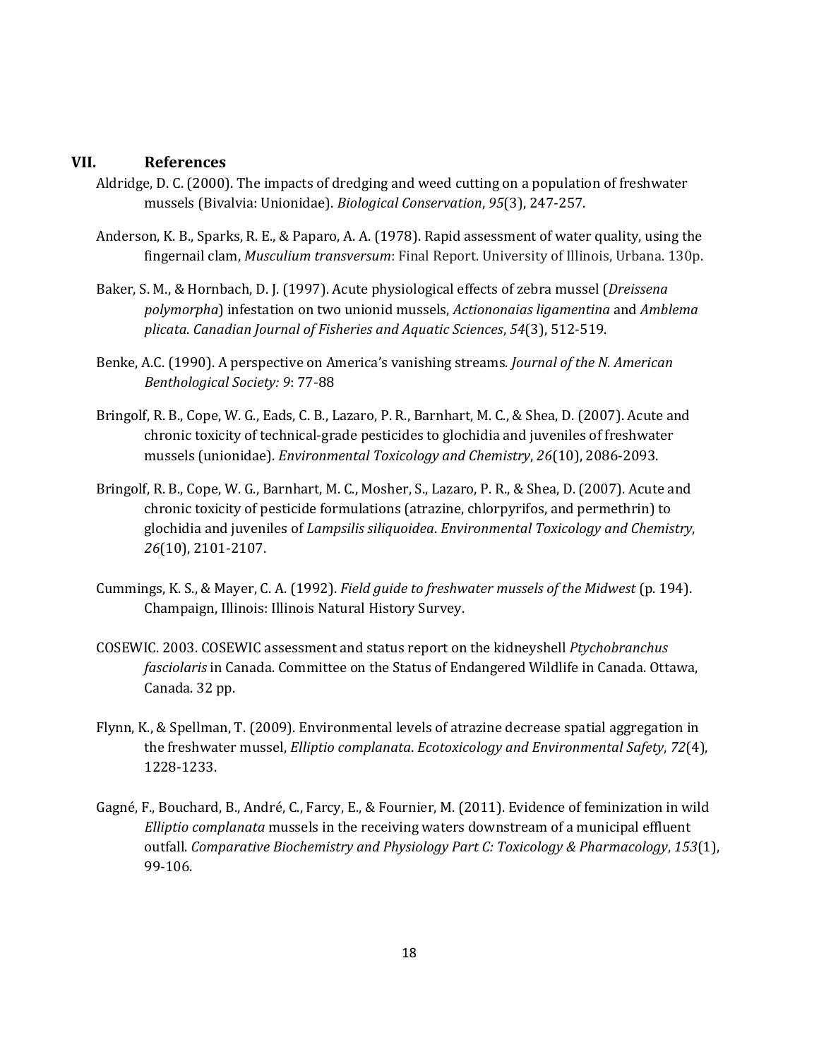## VII. References

Aldridge, D. C. (2000). The impacts of dredging and weed cutting on a population of freshwater mussels (Bivalvia: Unionidae). *Biological Conservation*, *95*(3), 247-257.

Anderson, K. B., Sparks, R. E., & Paparo, A. A. (1978). Rapid assessment of water quality, using the fingernail clam, *Musculium transversum*: Final Report. University of Illinois, Urbana. 130p.

Baker, S. M., & Hornbach, D. J. (1997). Acute physiological effects of zebra mussel (*Dreissena polymorpha*) infestation on two unionid mussels, *Actiononaias ligamentina* and *Amblema plicata*. *Canadian Journal of Fisheries and Aquatic Sciences*, *54*(3), 512-519.

Benke, A.C. (1990). A perspective on America's vanishing streams. *Journal of the N. American Benthological Society: 9*: 77-88

Bringolf, R. B., Cope, W. G., Eads, C. B., Lazaro, P. R., Barnhart, M. C., & Shea, D. (2007). Acute and chronic toxicity of technical-grade pesticides to glochidia and juveniles of freshwater mussels (unionidae). *Environmental Toxicology and Chemistry*, *26*(10), 2086-2093.

Bringolf, R. B., Cope, W. G., Barnhart, M. C., Mosher, S., Lazaro, P. R., & Shea, D. (2007). Acute and chronic toxicity of pesticide formulations (atrazine, chlorpyrifos, and permethrin) to glochidia and juveniles of *Lampsilis siliquoidea*. *Environmental Toxicology and Chemistry*, *26*(10), 2101-2107.

Cummings, K. S., & Mayer, C. A. (1992). *Field guide to freshwater mussels of the Midwest* (p. 194). Champaign, Illinois: Illinois Natural History Survey.

COSEWIC. 2003. COSEWIC assessment and status report on the kidneyshell *Ptychobranchus fasciolaris* in Canada. Committee on the Status of Endangered Wildlife in Canada. Ottawa, Canada. 32 pp.

Flynn, K., & Spellman, T. (2009). Environmental levels of atrazine decrease spatial aggregation in the freshwater mussel, *Elliptio complanata*. *Ecotoxicology and Environmental Safety*, *72*(4), 1228-1233.

Gagné, F., Bouchard, B., André, C., Farcy, E., & Fournier, M. (2011). Evidence of feminization in wild *Elliptio complanata* mussels in the receiving waters downstream of a municipal effluent outfall. *Comparative Biochemistry and Physiology Part C: Toxicology & Pharmacology*, *153*(1), 99-106.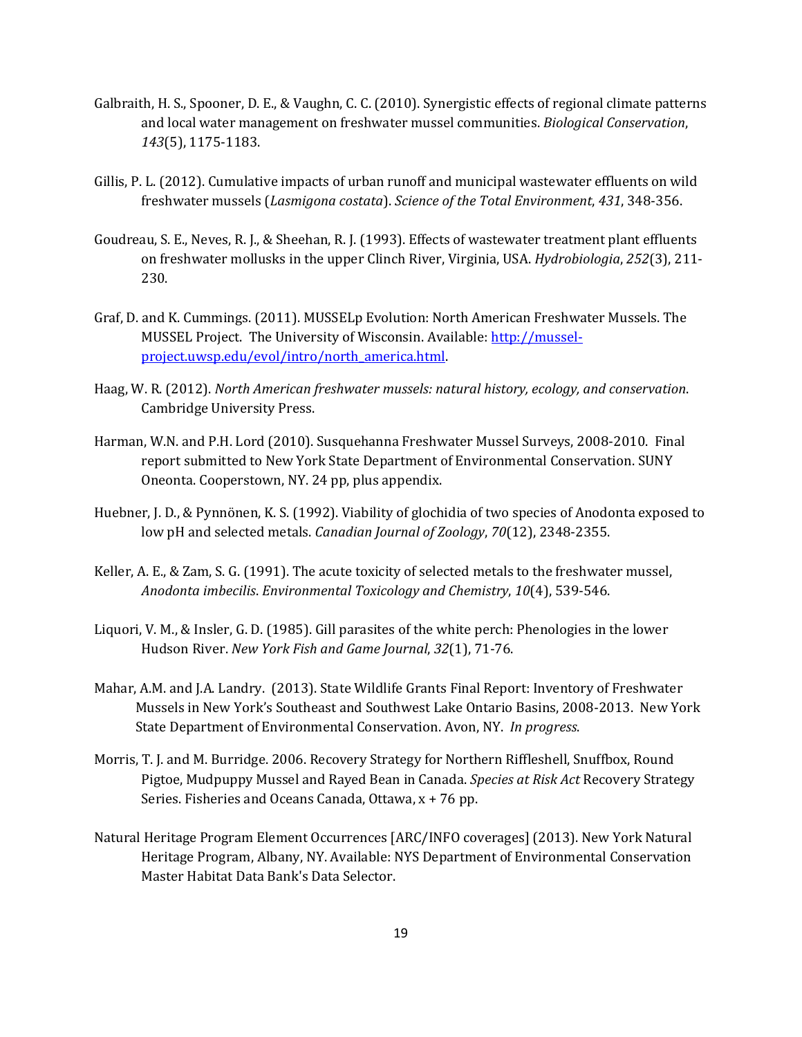Galbraith, H. S., Spooner, D. E., & Vaughn, C. C. (2010). Synergistic effects of regional climate patterns and local water management on freshwater mussel communities. *Biological Conservation*, *143*(5), 1175-1183.

Gillis, P. L. (2012). Cumulative impacts of urban runoff and municipal wastewater effluents on wild freshwater mussels (*Lasmigona costata*). *Science of the Total Environment*, *431*, 348-356.

Goudreau, S. E., Neves, R. J., & Sheehan, R. J. (1993). Effects of wastewater treatment plant effluents on freshwater mollusks in the upper Clinch River, Virginia, USA. *Hydrobiologia*, *252*(3), 211-230.

Graf, D. and K. Cummings. (2011). MUSSELp Evolution: North American Freshwater Mussels. The MUSSEL Project. The University of Wisconsin. Available: [http://mussel-project.uwsp.edu/evol/intro/north_america.html](http://mussel-project.uwsp.edu/evol/intro/north_america.html).

Haag, W. R. (2012). *North American freshwater mussels: natural history, ecology, and conservation*. Cambridge University Press.

Harman, W.N. and P.H. Lord (2010). Susquehanna Freshwater Mussel Surveys, 2008-2010. Final report submitted to New York State Department of Environmental Conservation. SUNY Oneonta. Cooperstown, NY. 24 pp, plus appendix.

Huebner, J. D., & Pynnönen, K. S. (1992). Viability of glochidia of two species of Anodonta exposed to low pH and selected metals. *Canadian Journal of Zoology*, *70*(12), 2348-2355.

Keller, A. E., & Zam, S. G. (1991). The acute toxicity of selected metals to the freshwater mussel, *Anodonta imbecilis*. *Environmental Toxicology and Chemistry*, *10*(4), 539-546.

Liquori, V. M., & Insler, G. D. (1985). Gill parasites of the white perch: Phenologies in the lower Hudson River. *New York Fish and Game Journal*, *32*(1), 71-76.

Mahar, A.M. and J.A. Landry. (2013). State Wildlife Grants Final Report: Inventory of Freshwater Mussels in New York's Southeast and Southwest Lake Ontario Basins, 2008-2013. New York State Department of Environmental Conservation. Avon, NY. *In progress*.

Morris, T. J. and M. Burridge. 2006. Recovery Strategy for Northern Riffleshell, Snuffbox, Round Pigtoe, Mudpuppy Mussel and Rayed Bean in Canada. *Species at Risk Act* Recovery Strategy Series. Fisheries and Oceans Canada, Ottawa, x + 76 pp.

Natural Heritage Program Element Occurrences [ARC/INFO coverages] (2013). New York Natural Heritage Program, Albany, NY. Available: NYS Department of Environmental Conservation Master Habitat Data Bank's Data Selector.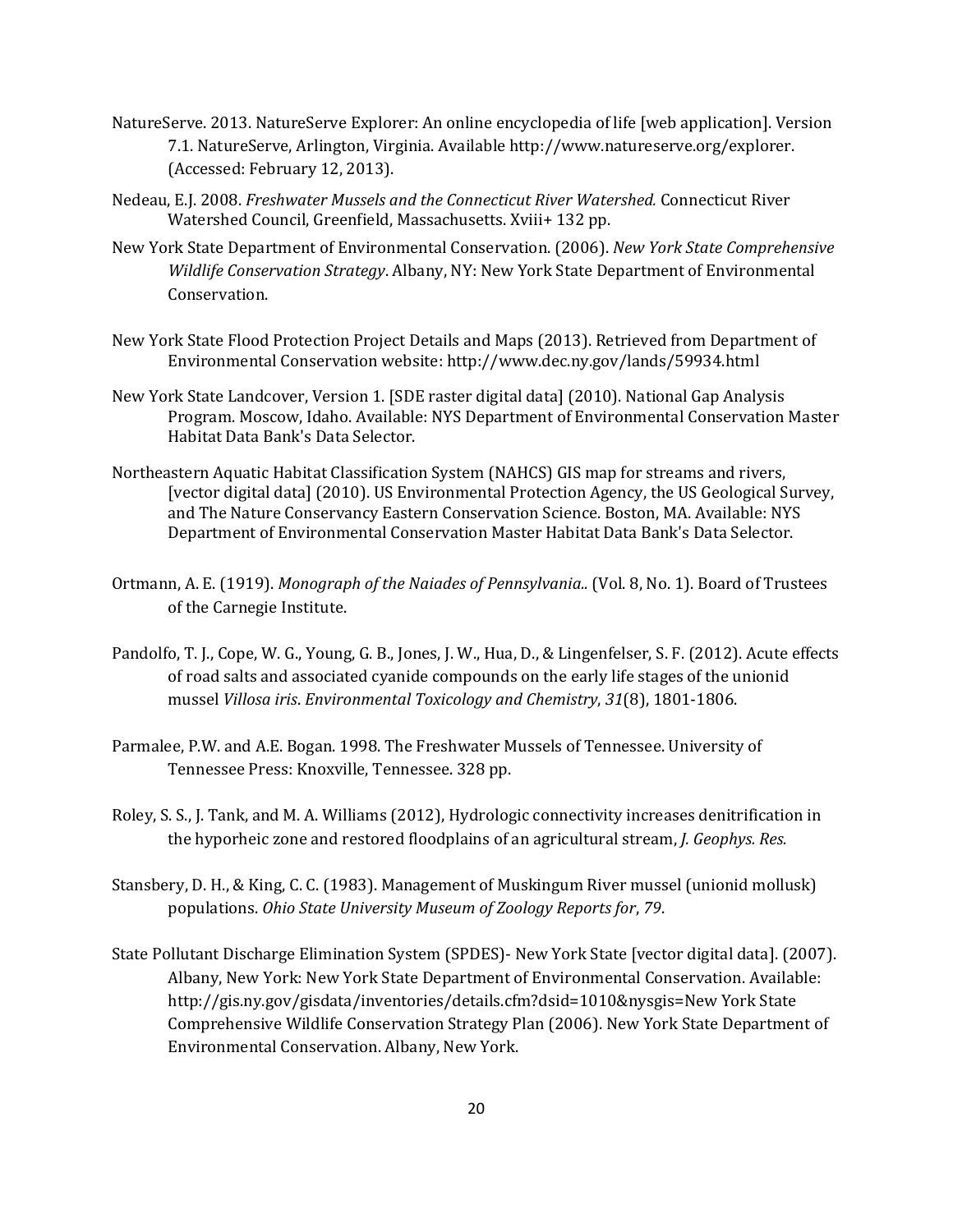NatureServe. 2013. NatureServe Explorer: An online encyclopedia of life [web application]. Version 7.1. NatureServe, Arlington, Virginia. Available http://www.natureserve.org/explorer. (Accessed: February 12, 2013).

Nedeau, E.J. 2008. *Freshwater Mussels and the Connecticut River Watershed.* Connecticut River Watershed Council, Greenfield, Massachusetts. Xviii+ 132 pp.

New York State Department of Environmental Conservation. (2006). *New York State Comprehensive Wildlife Conservation Strategy*. Albany, NY: New York State Department of Environmental Conservation.

New York State Flood Protection Project Details and Maps (2013). Retrieved from Department of Environmental Conservation website: http://www.dec.ny.gov/lands/59934.html

New York State Landcover, Version 1. [SDE raster digital data] (2010). National Gap Analysis Program. Moscow, Idaho. Available: NYS Department of Environmental Conservation Master Habitat Data Bank's Data Selector.

Northeastern Aquatic Habitat Classification System (NAHCS) GIS map for streams and rivers, [vector digital data] (2010). US Environmental Protection Agency, the US Geological Survey, and The Nature Conservancy Eastern Conservation Science. Boston, MA. Available: NYS Department of Environmental Conservation Master Habitat Data Bank's Data Selector.

Ortmann, A. E. (1919). *Monograph of the Naiades of Pennsylvania..* (Vol. 8, No. 1). Board of Trustees of the Carnegie Institute.

Pandolfo, T. J., Cope, W. G., Young, G. B., Jones, J. W., Hua, D., & Lingenfelser, S. F. (2012). Acute effects of road salts and associated cyanide compounds on the early life stages of the unionid mussel *Villosa iris*. *Environmental Toxicology and Chemistry*, *31*(8), 1801-1806.

Parmalee, P.W. and A.E. Bogan. 1998. The Freshwater Mussels of Tennessee. University of Tennessee Press: Knoxville, Tennessee. 328 pp.

Roley, S. S., J. Tank, and M. A. Williams (2012), Hydrologic connectivity increases denitrification in the hyporheic zone and restored floodplains of an agricultural stream, *J. Geophys. Res.*

Stansbery, D. H., & King, C. C. (1983). Management of Muskingum River mussel (unionid mollusk) populations. *Ohio State University Museum of Zoology Reports for*, *79*.

State Pollutant Discharge Elimination System (SPDES)- New York State [vector digital data]. (2007). Albany, New York: New York State Department of Environmental Conservation. Available: http://gis.ny.gov/gisdata/inventories/details.cfm?dsid=1010&nysgis=New York State Comprehensive Wildlife Conservation Strategy Plan (2006). New York State Department of Environmental Conservation. Albany, New York.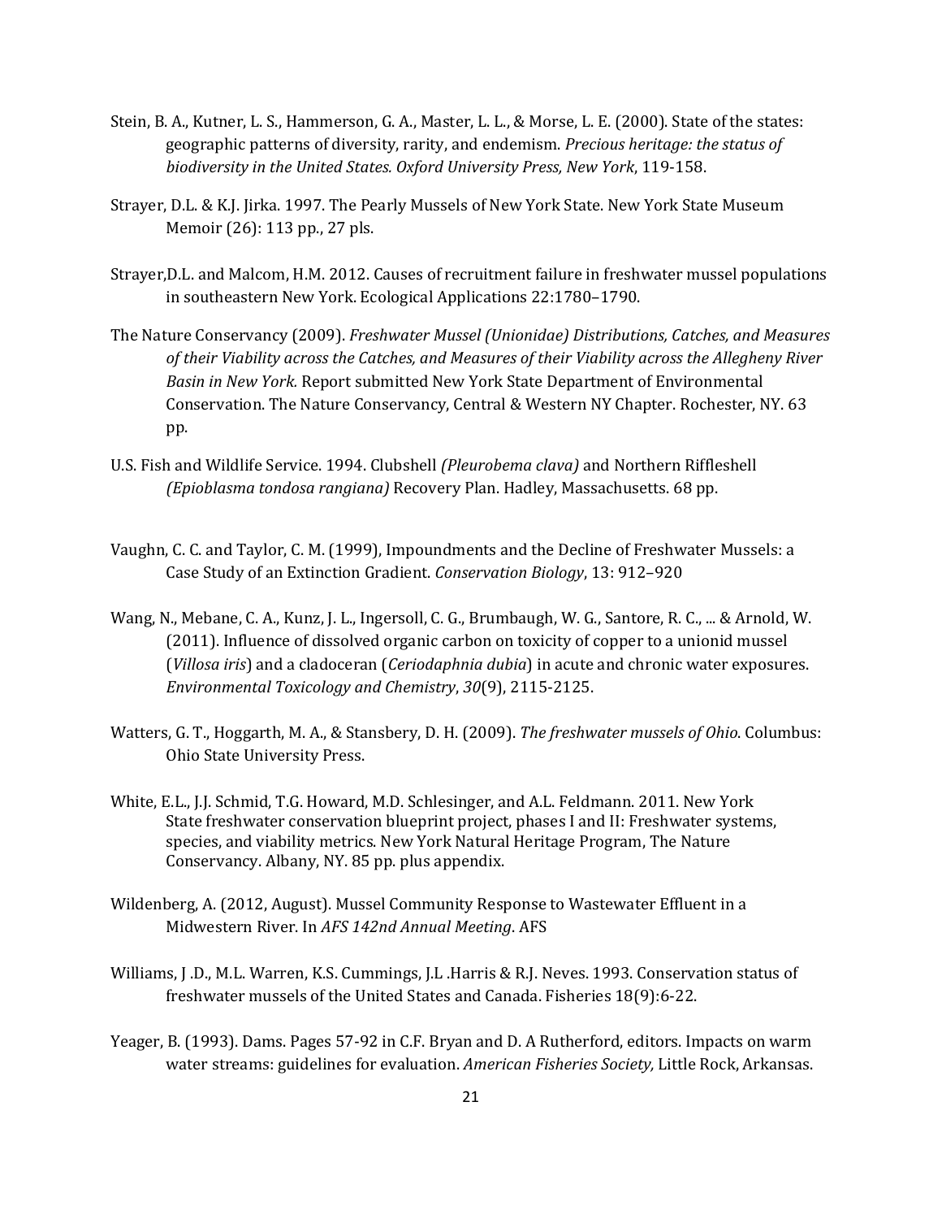Stein, B. A., Kutner, L. S., Hammerson, G. A., Master, L. L., & Morse, L. E. (2000). State of the states: geographic patterns of diversity, rarity, and endemism. *Precious heritage: the status of biodiversity in the United States. Oxford University Press, New York*, 119-158.

Strayer, D.L. & K.J. Jirka. 1997. The Pearly Mussels of New York State. New York State Museum Memoir (26): 113 pp., 27 pls.

Strayer,D.L. and Malcom, H.M. 2012. Causes of recruitment failure in freshwater mussel populations in southeastern New York. Ecological Applications 22:1780–1790.

The Nature Conservancy (2009). *Freshwater Mussel (Unionidae) Distributions, Catches, and Measures of their Viability across the Catches, and Measures of their Viability across the Allegheny River Basin in New York.* Report submitted New York State Department of Environmental Conservation. The Nature Conservancy, Central & Western NY Chapter. Rochester, NY. 63 pp.

U.S. Fish and Wildlife Service. 1994. Clubshell *(Pleurobema clava)* and Northern Riffleshell *(Epioblasma tondosa rangiana)* Recovery Plan. Hadley, Massachusetts. 68 pp.

Vaughn, C. C. and Taylor, C. M. (1999), Impoundments and the Decline of Freshwater Mussels: a Case Study of an Extinction Gradient. *Conservation Biology*, 13: 912–920

Wang, N., Mebane, C. A., Kunz, J. L., Ingersoll, C. G., Brumbaugh, W. G., Santore, R. C., ... & Arnold, W. (2011). Influence of dissolved organic carbon on toxicity of copper to a unionid mussel (*Villosa iris*) and a cladoceran (*Ceriodaphnia dubia*) in acute and chronic water exposures. *Environmental Toxicology and Chemistry*, *30*(9), 2115-2125.

Watters, G. T., Hoggarth, M. A., & Stansbery, D. H. (2009). *The freshwater mussels of Ohio*. Columbus: Ohio State University Press.

White, E.L., J.J. Schmid, T.G. Howard, M.D. Schlesinger, and A.L. Feldmann. 2011. New York State freshwater conservation blueprint project, phases I and II: Freshwater systems, species, and viability metrics. New York Natural Heritage Program, The Nature Conservancy. Albany, NY. 85 pp. plus appendix.

Wildenberg, A. (2012, August). Mussel Community Response to Wastewater Effluent in a Midwestern River. In *AFS 142nd Annual Meeting*. AFS

Williams, J .D., M.L. Warren, K.S. Cummings, J.L .Harris & R.J. Neves. 1993. Conservation status of freshwater mussels of the United States and Canada. Fisheries 18(9):6-22.

Yeager, B. (1993). Dams. Pages 57-92 in C.F. Bryan and D. A Rutherford, editors. Impacts on warm water streams: guidelines for evaluation. *American Fisheries Society,* Little Rock, Arkansas.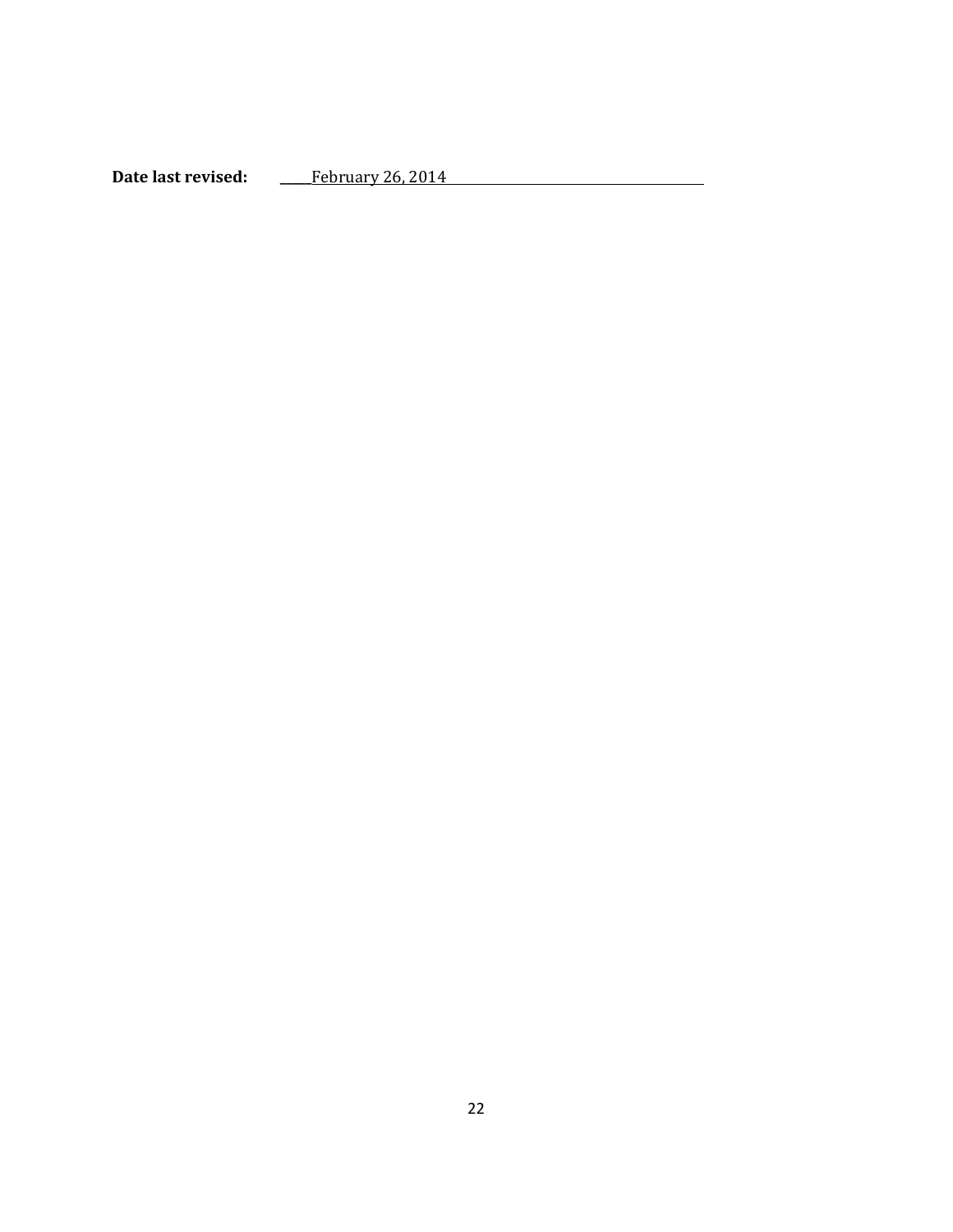**Date last revised:** ____February 26, 2014